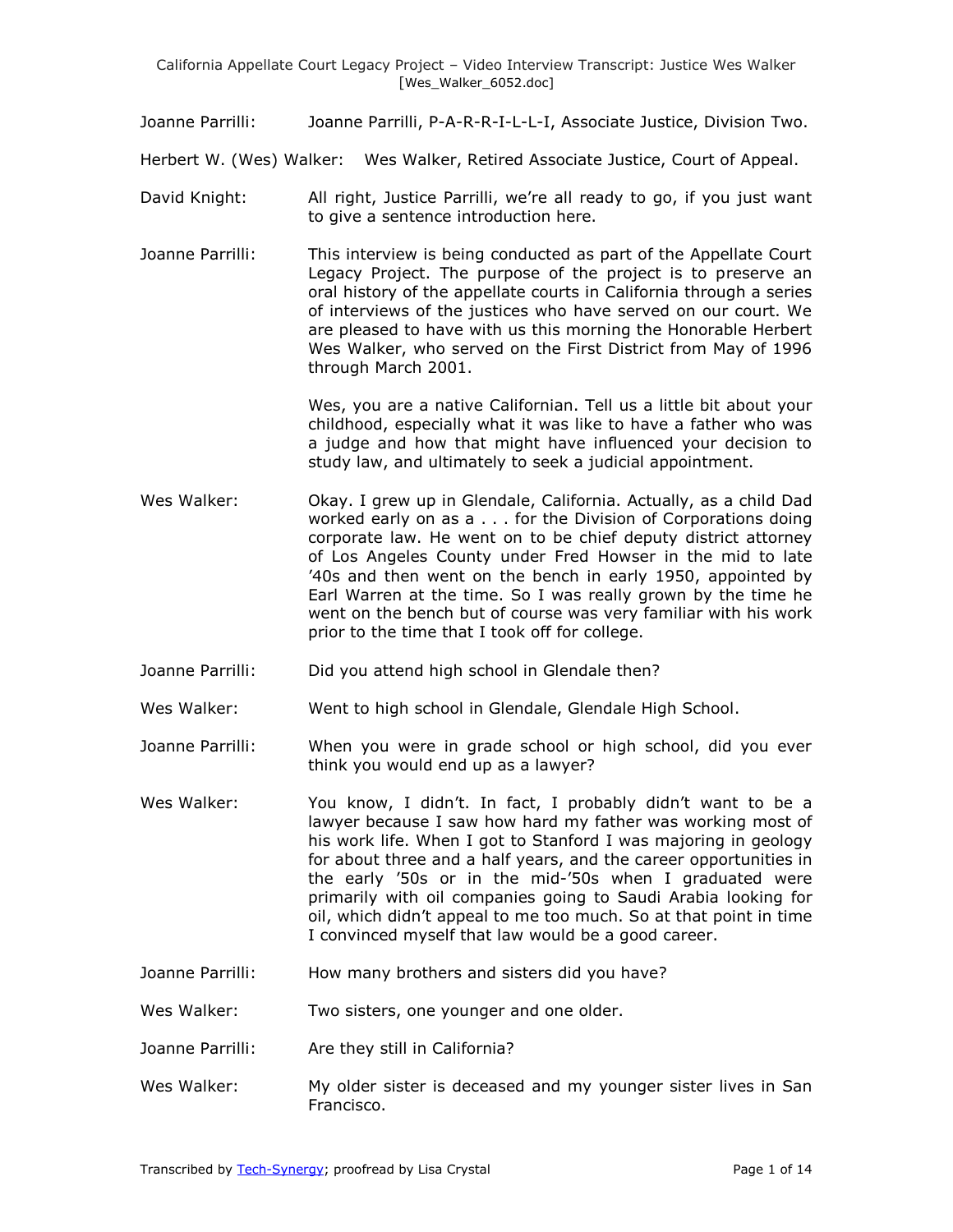Joanne Parrilli: Joanne Parrilli, P-A-R-R-I-L-L-I, Associate Justice, Division Two.

Herbert W. (Wes) Walker: Wes Walker, Retired Associate Justice, Court of Appeal.

David Knight: All right, Justice Parrilli, we're all ready to go, if you just want to give a sentence introduction here.

Joanne Parrilli: This interview is being conducted as part of the Appellate Court Legacy Project. The purpose of the project is to preserve an oral history of the appellate courts in California through a series of interviews of the justices who have served on our court. We are pleased to have with us this morning the Honorable Herbert Wes Walker, who served on the First District from May of 1996 through March 2001.

Wes, you are a native Californian. Tell us a little bit about your childhood, especially what it was like to have a father who was a judge and how that might have influenced your decision to study law, and ultimately to seek a judicial appointment.

Wes Walker: Okay. I grew up in Glendale, California. Actually, as a child Dad worked early on as a . . . for the Division of Corporations doing corporate law. He went on to be chief deputy district attorney of Los Angeles County under Fred Howser in the mid to late '40s and then went on the bench in early 1950, appointed by Earl Warren at the time. So I was really grown by the time he went on the bench but of course was very familiar with his work prior to the time that I took off for college.

Joanne Parrilli: Did you attend high school in Glendale then?

Wes Walker: Went to high school in Glendale, Glendale High School.

Joanne Parrilli: When you were in grade school or high school, did you ever think you would end up as a lawyer?

Wes Walker: You know, I didn't. In fact, I probably didn't want to be a lawyer because I saw how hard my father was working most of his work life. When I got to Stanford I was majoring in geology for about three and a half years, and the career opportunities in the early '50s or in the mid-'50s when I graduated were primarily with oil companies going to Saudi Arabia looking for oil, which didn't appeal to me too much. So at that point in time I convinced myself that law would be a good career.

Joanne Parrilli: How many brothers and sisters did you have?

Wes Walker: Two sisters, one younger and one older.

Joanne Parrilli: Are they still in California?

Wes Walker: My older sister is deceased and my younger sister lives in San Francisco.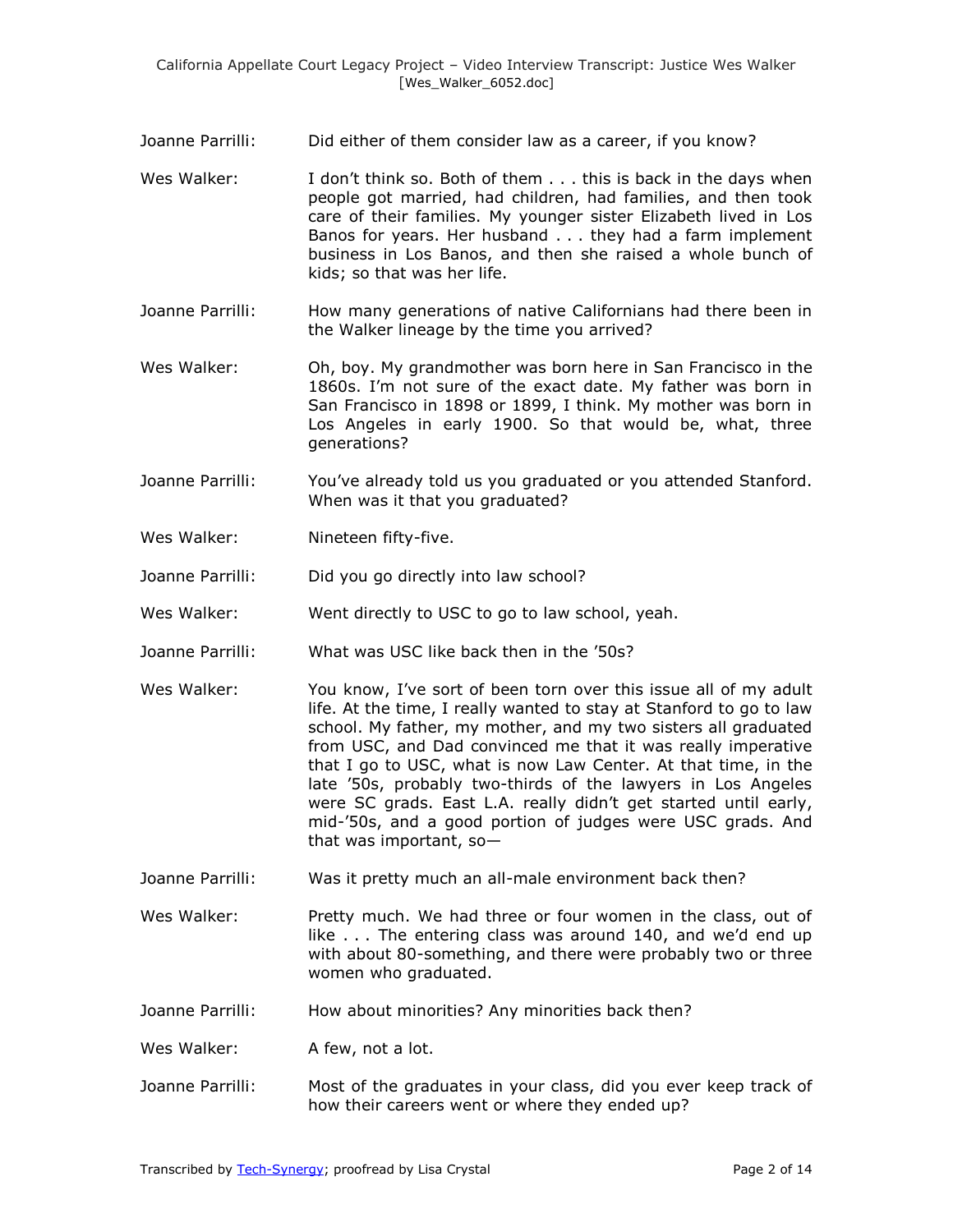Joanne Parrilli: Did either of them consider law as a career, if you know?

Wes Walker: I don't think so. Both of them . . . this is back in the days when people got married, had children, had families, and then took care of their families. My younger sister Elizabeth lived in Los Banos for years. Her husband . . . they had a farm implement business in Los Banos, and then she raised a whole bunch of kids; so that was her life.

Joanne Parrilli: How many generations of native Californians had there been in the Walker lineage by the time you arrived?

Wes Walker: Oh, boy. My grandmother was born here in San Francisco in the 1860s. I'm not sure of the exact date. My father was born in San Francisco in 1898 or 1899, I think. My mother was born in Los Angeles in early 1900. So that would be, what, three generations?

Joanne Parrilli: You've already told us you graduated or you attended Stanford. When was it that you graduated?

Wes Walker: Nineteen fifty-five.

Joanne Parrilli: Did you go directly into law school?

Wes Walker: Went directly to USC to go to law school, yeah.

Joanne Parrilli: What was USC like back then in the '50s?

Wes Walker: You know, I've sort of been torn over this issue all of my adult life. At the time, I really wanted to stay at Stanford to go to law school. My father, my mother, and my two sisters all graduated from USC, and Dad convinced me that it was really imperative that I go to USC, what is now Law Center. At that time, in the late '50s, probably two-thirds of the lawyers in Los Angeles were SC grads. East L.A. really didn't get started until early, mid-'50s, and a good portion of judges were USC grads. And that was important, so—

Joanne Parrilli: Was it pretty much an all-male environment back then?

Wes Walker: Pretty much. We had three or four women in the class, out of like . . . The entering class was around 140, and we'd end up with about 80-something, and there were probably two or three women who graduated.

Joanne Parrilli: How about minorities? Any minorities back then?

Wes Walker: A few, not a lot.

Joanne Parrilli: Most of the graduates in your class, did you ever keep track of how their careers went or where they ended up?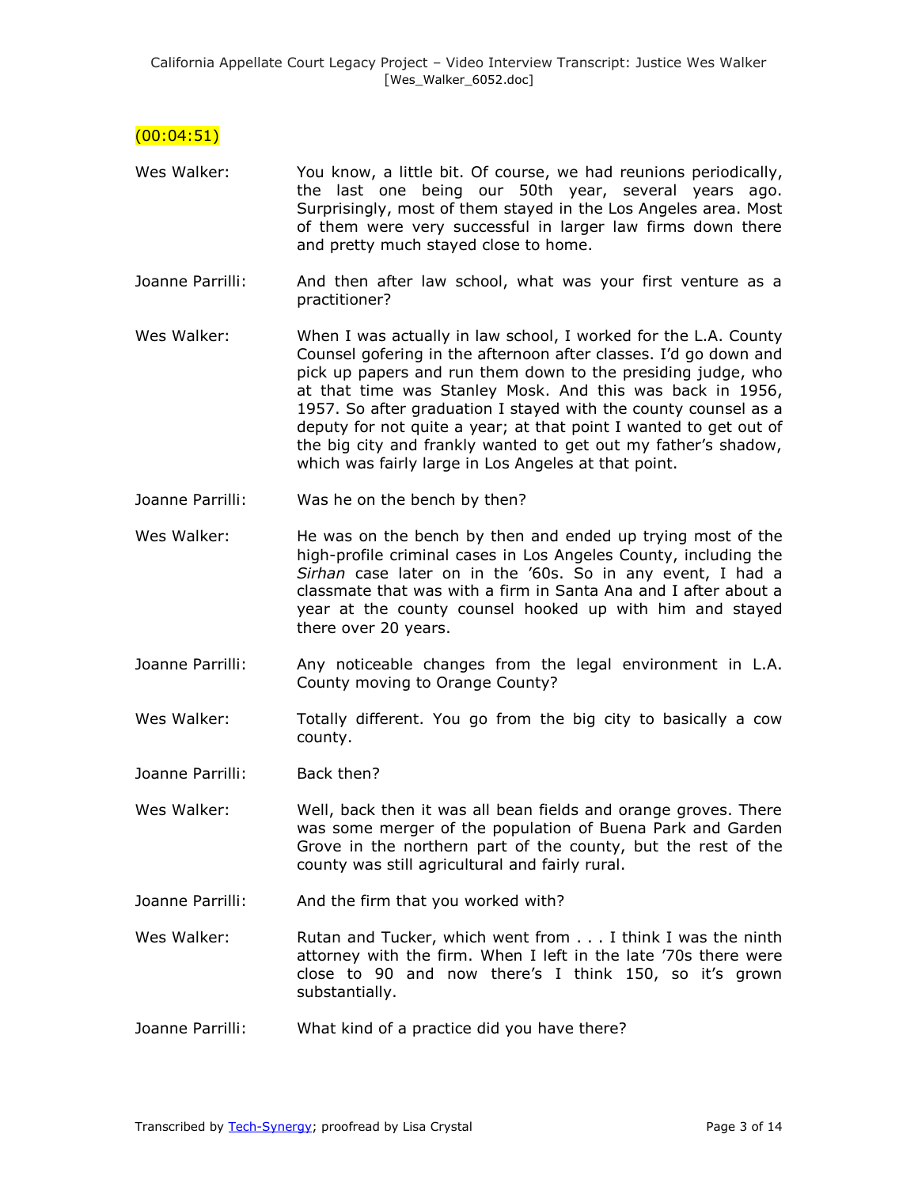(00:04:51)

Wes Walker: You know, a little bit. Of course, we had reunions periodically, the last one being our 50th year, several years ago. Surprisingly, most of them stayed in the Los Angeles area. Most of them were very successful in larger law firms down there and pretty much stayed close to home.

Joanne Parrilli: And then after law school, what was your first venture as a practitioner?

Wes Walker: When I was actually in law school, I worked for the L.A. County Counsel gofering in the afternoon after classes. I'd go down and pick up papers and run them down to the presiding judge, who at that time was Stanley Mosk. And this was back in 1956, 1957. So after graduation I stayed with the county counsel as a deputy for not quite a year; at that point I wanted to get out of the big city and frankly wanted to get out my father's shadow, which was fairly large in Los Angeles at that point.

Joanne Parrilli: Was he on the bench by then?

Wes Walker: He was on the bench by then and ended up trying most of the high-profile criminal cases in Los Angeles County, including the *Sirhan* case later on in the '60s. So in any event, I had a classmate that was with a firm in Santa Ana and I after about a year at the county counsel hooked up with him and stayed there over 20 years.

Joanne Parrilli: Any noticeable changes from the legal environment in L.A. County moving to Orange County?

Wes Walker: Totally different. You go from the big city to basically a cow county.

Joanne Parrilli: Back then?

Wes Walker: Well, back then it was all bean fields and orange groves. There was some merger of the population of Buena Park and Garden Grove in the northern part of the county, but the rest of the county was still agricultural and fairly rural.

Joanne Parrilli: And the firm that you worked with?

Wes Walker: Rutan and Tucker, which went from . . . I think I was the ninth attorney with the firm. When I left in the late '70s there were close to 90 and now there's I think 150, so it's grown substantially.

Joanne Parrilli: What kind of a practice did you have there?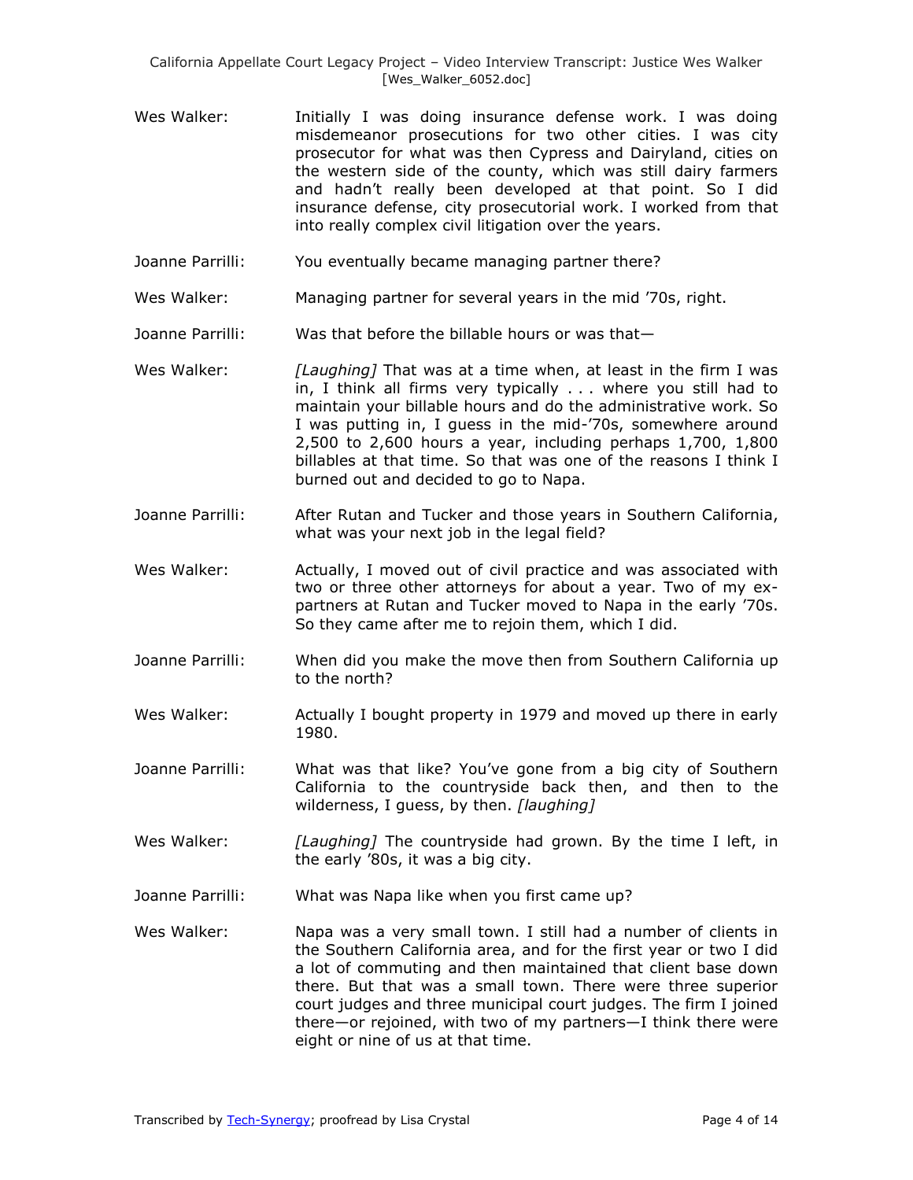Wes Walker: Initially I was doing insurance defense work. I was doing misdemeanor prosecutions for two other cities. I was city prosecutor for what was then Cypress and Dairyland, cities on the western side of the county, which was still dairy farmers and hadn't really been developed at that point. So I did insurance defense, city prosecutorial work. I worked from that into really complex civil litigation over the years.

Joanne Parrilli: You eventually became managing partner there?

Wes Walker: Managing partner for several years in the mid '70s, right.

Joanne Parrilli: Was that before the billable hours or was that—

Wes Walker: *[Laughing]* That was at a time when, at least in the firm I was in, I think all firms very typically . . . where you still had to maintain your billable hours and do the administrative work. So I was putting in, I guess in the mid-'70s, somewhere around 2,500 to 2,600 hours a year, including perhaps 1,700, 1,800 billables at that time. So that was one of the reasons I think I burned out and decided to go to Napa.

Joanne Parrilli: After Rutan and Tucker and those years in Southern California, what was your next job in the legal field?

Wes Walker: Actually, I moved out of civil practice and was associated with two or three other attorneys for about a year. Two of my ex-partners at Rutan and Tucker moved to Napa in the early '70s. So they came after me to rejoin them, which I did.

Joanne Parrilli: When did you make the move then from Southern California up to the north?

Wes Walker: Actually I bought property in 1979 and moved up there in early 1980.

Joanne Parrilli: What was that like? You've gone from a big city of Southern California to the countryside back then, and then to the wilderness, I guess, by then. *[laughing]*

Wes Walker: *[Laughing]* The countryside had grown. By the time I left, in the early '80s, it was a big city.

Joanne Parrilli: What was Napa like when you first came up?

Wes Walker: Napa was a very small town. I still had a number of clients in the Southern California area, and for the first year or two I did a lot of commuting and then maintained that client base down there. But that was a small town. There were three superior court judges and three municipal court judges. The firm I joined there—or rejoined, with two of my partners—I think there were eight or nine of us at that time.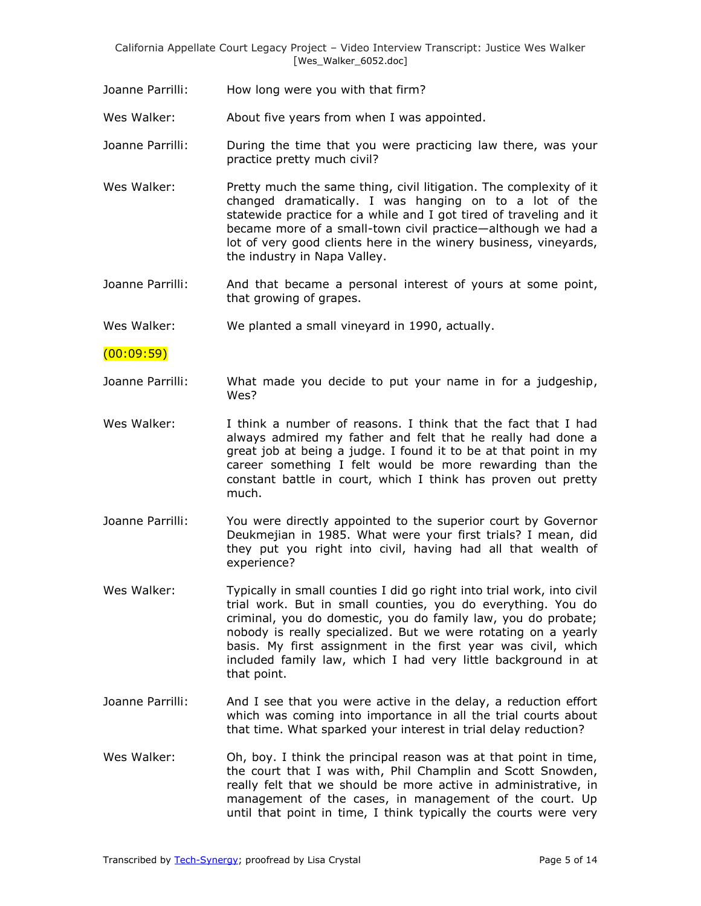Joanne Parrilli: How long were you with that firm?

Wes Walker: About five years from when I was appointed.

Joanne Parrilli: During the time that you were practicing law there, was your practice pretty much civil?

Wes Walker: Pretty much the same thing, civil litigation. The complexity of it changed dramatically. I was hanging on to a lot of the statewide practice for a while and I got tired of traveling and it became more of a small-town civil practice—although we had a lot of very good clients here in the winery business, vineyards, the industry in Napa Valley.

Joanne Parrilli: And that became a personal interest of yours at some point, that growing of grapes.

Wes Walker: We planted a small vineyard in 1990, actually.

(00:09:59)

Joanne Parrilli: What made you decide to put your name in for a judgeship, Wes?

Wes Walker: I think a number of reasons. I think that the fact that I had always admired my father and felt that he really had done a great job at being a judge. I found it to be at that point in my career something I felt would be more rewarding than the constant battle in court, which I think has proven out pretty much.

Joanne Parrilli: You were directly appointed to the superior court by Governor Deukmejian in 1985. What were your first trials? I mean, did they put you right into civil, having had all that wealth of experience?

Wes Walker: Typically in small counties I did go right into trial work, into civil trial work. But in small counties, you do everything. You do criminal, you do domestic, you do family law, you do probate; nobody is really specialized. But we were rotating on a yearly basis. My first assignment in the first year was civil, which included family law, which I had very little background in at that point.

Joanne Parrilli: And I see that you were active in the delay, a reduction effort which was coming into importance in all the trial courts about that time. What sparked your interest in trial delay reduction?

Wes Walker: Oh, boy. I think the principal reason was at that point in time, the court that I was with, Phil Champlin and Scott Snowden, really felt that we should be more active in administrative, in management of the cases, in management of the court. Up until that point in time, I think typically the courts were very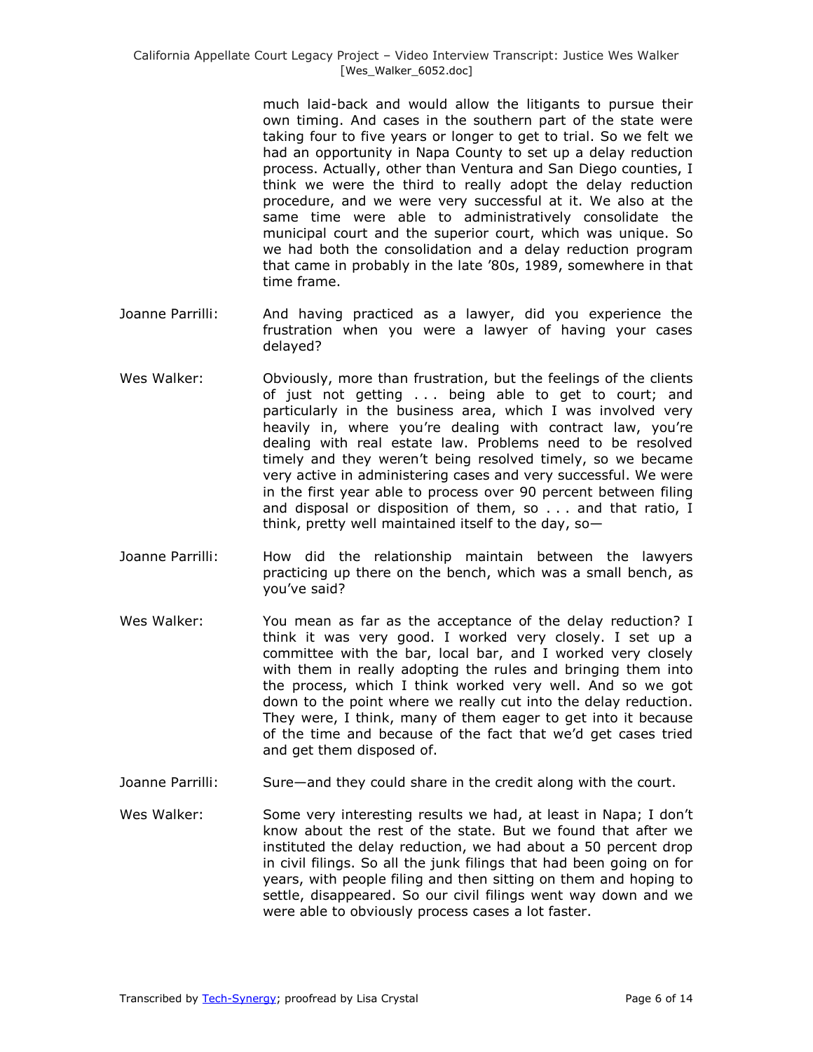much laid-back and would allow the litigants to pursue their own timing. And cases in the southern part of the state were taking four to five years or longer to get to trial. So we felt we had an opportunity in Napa County to set up a delay reduction process. Actually, other than Ventura and San Diego counties, I think we were the third to really adopt the delay reduction procedure, and we were very successful at it. We also at the same time were able to administratively consolidate the municipal court and the superior court, which was unique. So we had both the consolidation and a delay reduction program that came in probably in the late '80s, 1989, somewhere in that time frame.

Joanne Parrilli: And having practiced as a lawyer, did you experience the frustration when you were a lawyer of having your cases delayed?

Wes Walker: Obviously, more than frustration, but the feelings of the clients of just not getting . . . being able to get to court; and particularly in the business area, which I was involved very heavily in, where you're dealing with contract law, you're dealing with real estate law. Problems need to be resolved timely and they weren't being resolved timely, so we became very active in administering cases and very successful. We were in the first year able to process over 90 percent between filing and disposal or disposition of them, so . . . and that ratio, I think, pretty well maintained itself to the day, so—

Joanne Parrilli: How did the relationship maintain between the lawyers practicing up there on the bench, which was a small bench, as you've said?

Wes Walker: You mean as far as the acceptance of the delay reduction? I think it was very good. I worked very closely. I set up a committee with the bar, local bar, and I worked very closely with them in really adopting the rules and bringing them into the process, which I think worked very well. And so we got down to the point where we really cut into the delay reduction. They were, I think, many of them eager to get into it because of the time and because of the fact that we'd get cases tried and get them disposed of.

Joanne Parrilli: Sure—and they could share in the credit along with the court.

Wes Walker: Some very interesting results we had, at least in Napa; I don't know about the rest of the state. But we found that after we instituted the delay reduction, we had about a 50 percent drop in civil filings. So all the junk filings that had been going on for years, with people filing and then sitting on them and hoping to settle, disappeared. So our civil filings went way down and we were able to obviously process cases a lot faster.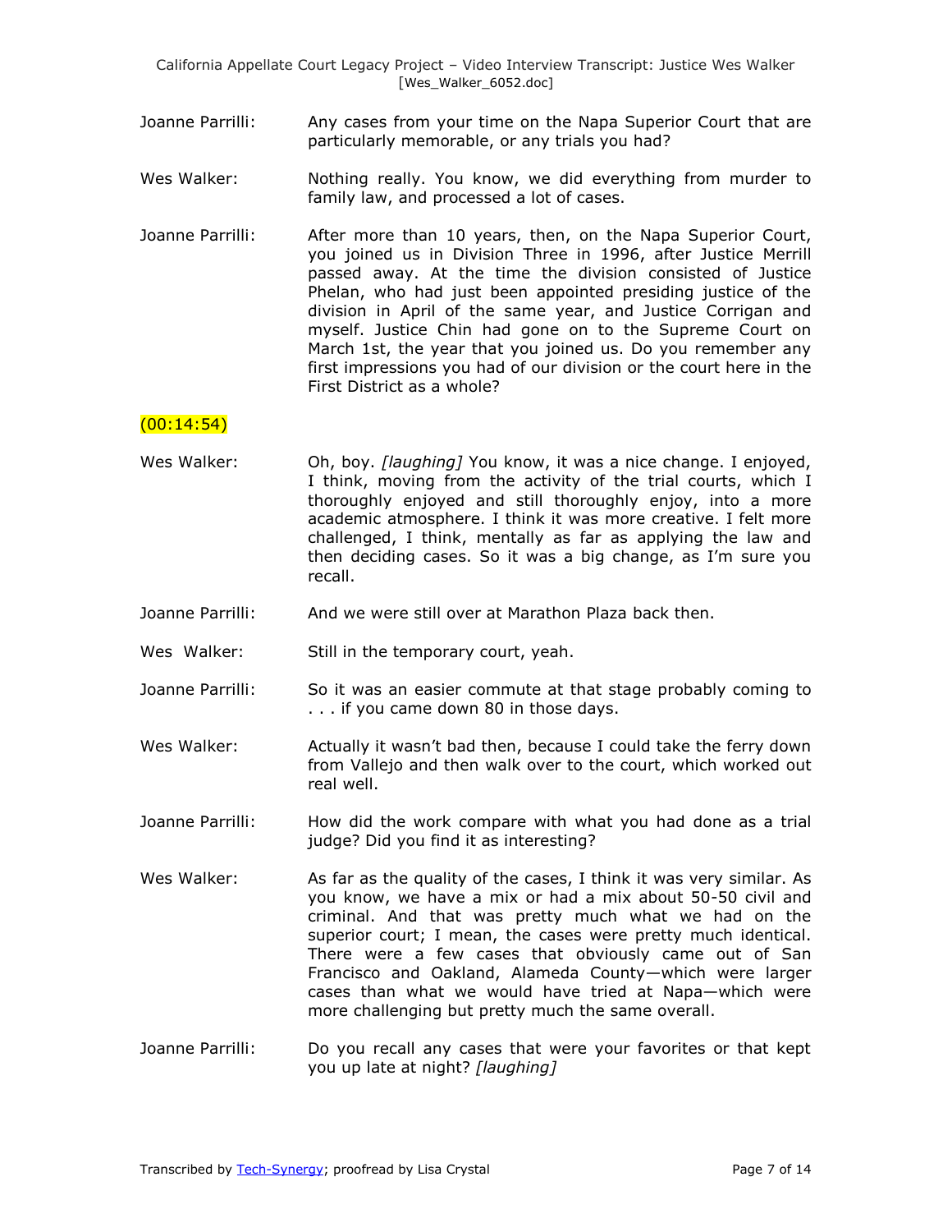Joanne Parrilli: Any cases from your time on the Napa Superior Court that are particularly memorable, or any trials you had?

Wes Walker: Nothing really. You know, we did everything from murder to family law, and processed a lot of cases.

Joanne Parrilli: After more than 10 years, then, on the Napa Superior Court, you joined us in Division Three in 1996, after Justice Merrill passed away. At the time the division consisted of Justice Phelan, who had just been appointed presiding justice of the division in April of the same year, and Justice Corrigan and myself. Justice Chin had gone on to the Supreme Court on March 1st, the year that you joined us. Do you remember any first impressions you had of our division or the court here in the First District as a whole?

(00:14:54)

Wes Walker: Oh, boy. *[laughing]* You know, it was a nice change. I enjoyed, I think, moving from the activity of the trial courts, which I thoroughly enjoyed and still thoroughly enjoy, into a more academic atmosphere. I think it was more creative. I felt more challenged, I think, mentally as far as applying the law and then deciding cases. So it was a big change, as I'm sure you recall.

Joanne Parrilli: And we were still over at Marathon Plaza back then.

Wes Walker: Still in the temporary court, yeah.

Joanne Parrilli: So it was an easier commute at that stage probably coming to . . . if you came down 80 in those days.

Wes Walker: Actually it wasn't bad then, because I could take the ferry down from Vallejo and then walk over to the court, which worked out real well.

Joanne Parrilli: How did the work compare with what you had done as a trial judge? Did you find it as interesting?

Wes Walker: As far as the quality of the cases, I think it was very similar. As you know, we have a mix or had a mix about 50-50 civil and criminal. And that was pretty much what we had on the superior court; I mean, the cases were pretty much identical. There were a few cases that obviously came out of San Francisco and Oakland, Alameda County—which were larger cases than what we would have tried at Napa—which were more challenging but pretty much the same overall.

Joanne Parrilli: Do you recall any cases that were your favorites or that kept you up late at night? *[laughing]*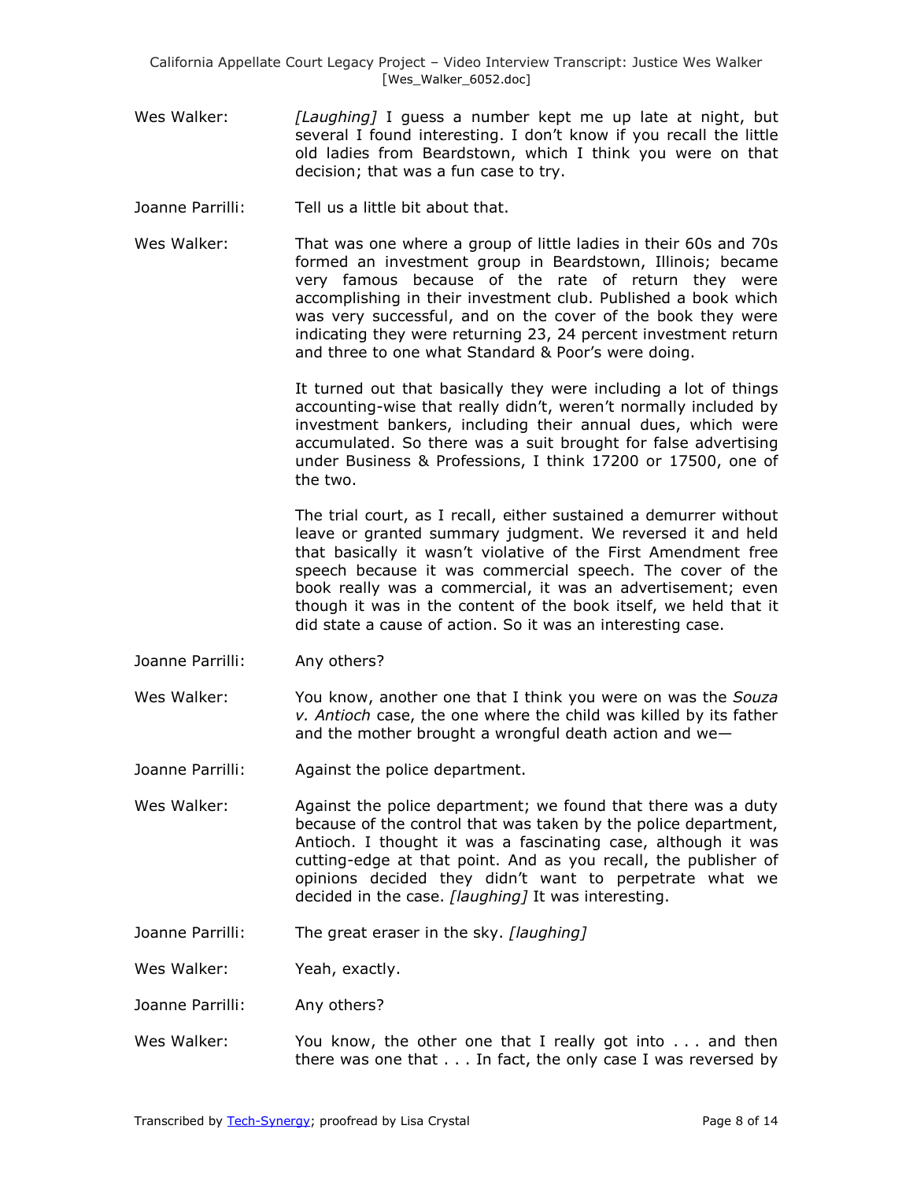Wes Walker: *[Laughing]* I guess a number kept me up late at night, but several I found interesting. I don't know if you recall the little old ladies from Beardstown, which I think you were on that decision; that was a fun case to try.

Joanne Parrilli: Tell us a little bit about that.

Wes Walker: That was one where a group of little ladies in their 60s and 70s formed an investment group in Beardstown, Illinois; became very famous because of the rate of return they were accomplishing in their investment club. Published a book which was very successful, and on the cover of the book they were indicating they were returning 23, 24 percent investment return and three to one what Standard & Poor's were doing.

It turned out that basically they were including a lot of things accounting-wise that really didn't, weren't normally included by investment bankers, including their annual dues, which were accumulated. So there was a suit brought for false advertising under Business & Professions, I think 17200 or 17500, one of the two.

The trial court, as I recall, either sustained a demurrer without leave or granted summary judgment. We reversed it and held that basically it wasn't violative of the First Amendment free speech because it was commercial speech. The cover of the book really was a commercial, it was an advertisement; even though it was in the content of the book itself, we held that it did state a cause of action. So it was an interesting case.

Joanne Parrilli: Any others?

Wes Walker: You know, another one that I think you were on was the *Souza v. Antioch* case, the one where the child was killed by its father and the mother brought a wrongful death action and we—

Joanne Parrilli: Against the police department.

Wes Walker: Against the police department; we found that there was a duty because of the control that was taken by the police department, Antioch. I thought it was a fascinating case, although it was cutting-edge at that point. And as you recall, the publisher of opinions decided they didn't want to perpetrate what we decided in the case. *[laughing]* It was interesting.

Joanne Parrilli: The great eraser in the sky. *[laughing]*

Wes Walker: Yeah, exactly.

Joanne Parrilli: Any others?

Wes Walker: You know, the other one that I really got into . . . and then there was one that . . . In fact, the only case I was reversed by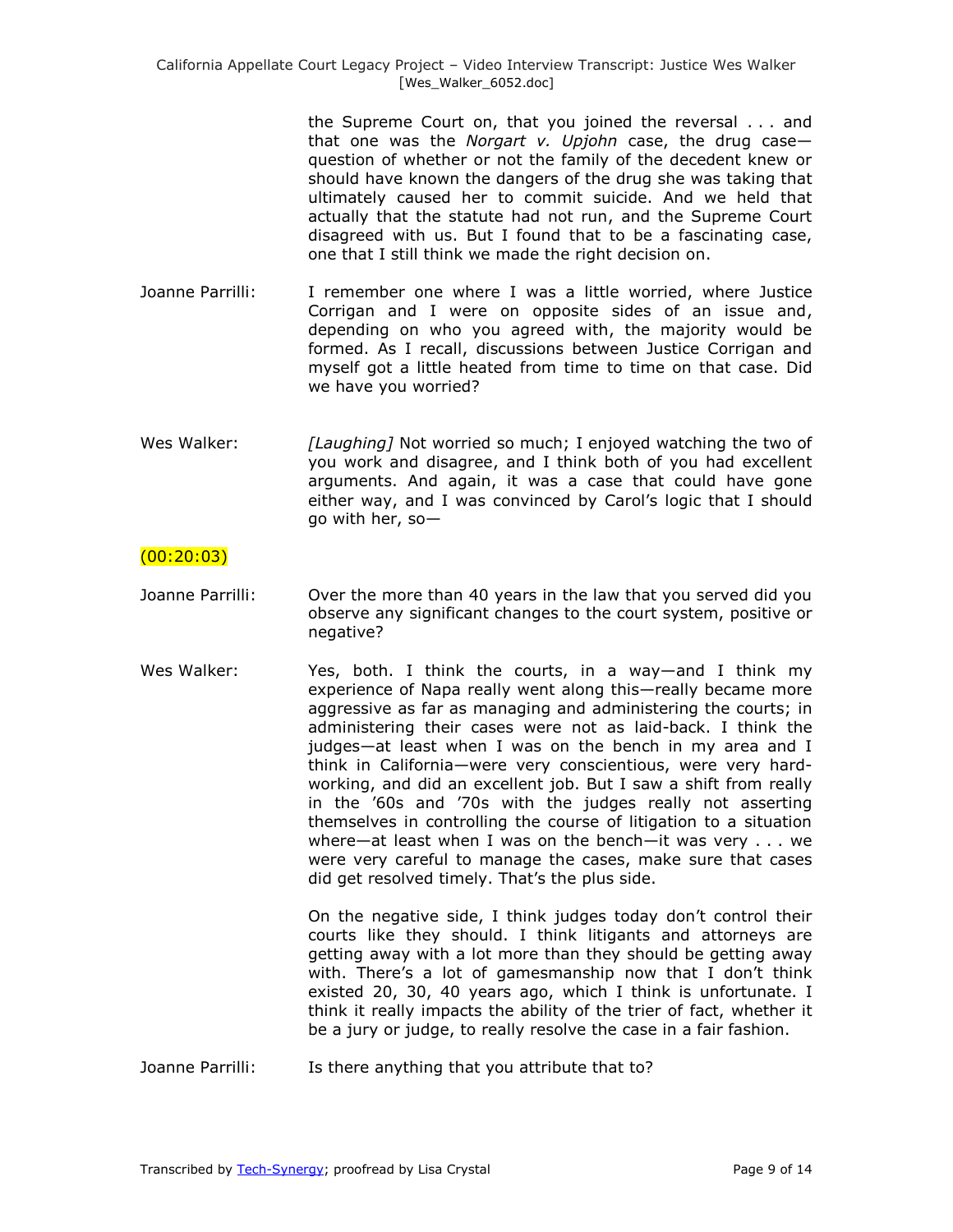the Supreme Court on, that you joined the reversal . . . and that one was the *Norgart v. Upjohn* case, the drug case—question of whether or not the family of the decedent knew or should have known the dangers of the drug she was taking that ultimately caused her to commit suicide. And we held that actually that the statute had not run, and the Supreme Court disagreed with us. But I found that to be a fascinating case, one that I still think we made the right decision on.

Joanne Parrilli: I remember one where I was a little worried, where Justice Corrigan and I were on opposite sides of an issue and, depending on who you agreed with, the majority would be formed. As I recall, discussions between Justice Corrigan and myself got a little heated from time to time on that case. Did we have you worried?

Wes Walker: *[Laughing]* Not worried so much; I enjoyed watching the two of you work and disagree, and I think both of you had excellent arguments. And again, it was a case that could have gone either way, and I was convinced by Carol's logic that I should go with her, so—

(00:20:03)

Joanne Parrilli: Over the more than 40 years in the law that you served did you observe any significant changes to the court system, positive or negative?

Wes Walker: Yes, both. I think the courts, in a way—and I think my experience of Napa really went along this—really became more aggressive as far as managing and administering the courts; in administering their cases were not as laid-back. I think the judges—at least when I was on the bench in my area and I think in California—were very conscientious, were very hard-working, and did an excellent job. But I saw a shift from really in the '60s and '70s with the judges really not asserting themselves in controlling the course of litigation to a situation where—at least when I was on the bench—it was very . . . we were very careful to manage the cases, make sure that cases did get resolved timely. That's the plus side.

On the negative side, I think judges today don't control their courts like they should. I think litigants and attorneys are getting away with a lot more than they should be getting away with. There's a lot of gamesmanship now that I don't think existed 20, 30, 40 years ago, which I think is unfortunate. I think it really impacts the ability of the trier of fact, whether it be a jury or judge, to really resolve the case in a fair fashion.

Joanne Parrilli: Is there anything that you attribute that to?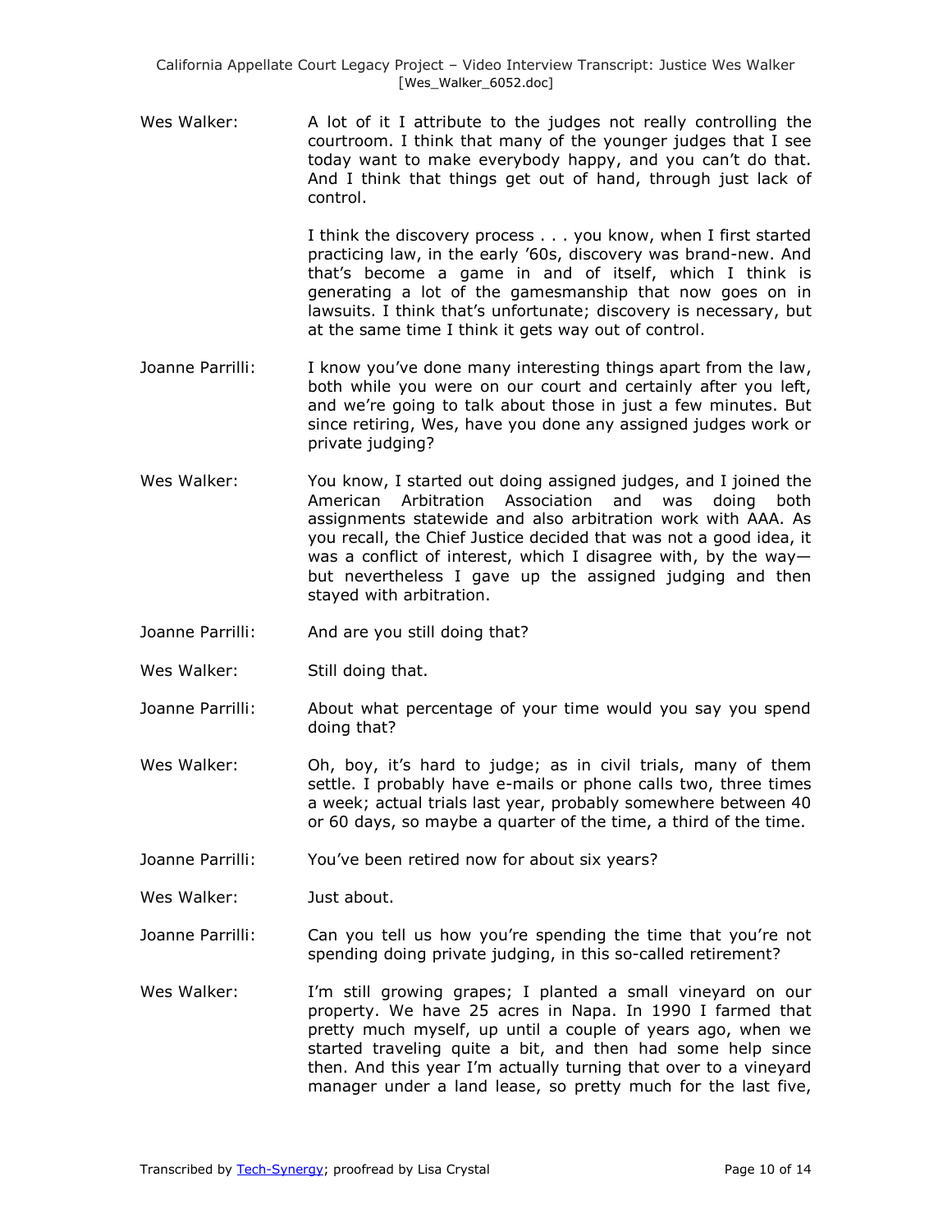Wes Walker: A lot of it I attribute to the judges not really controlling the courtroom. I think that many of the younger judges that I see today want to make everybody happy, and you can't do that. And I think that things get out of hand, through just lack of control.

I think the discovery process . . . you know, when I first started practicing law, in the early '60s, discovery was brand-new. And that's become a game in and of itself, which I think is generating a lot of the gamesmanship that now goes on in lawsuits. I think that's unfortunate; discovery is necessary, but at the same time I think it gets way out of control.

Joanne Parrilli: I know you've done many interesting things apart from the law, both while you were on our court and certainly after you left, and we're going to talk about those in just a few minutes. But since retiring, Wes, have you done any assigned judges work or private judging?

Wes Walker: You know, I started out doing assigned judges, and I joined the American Arbitration Association and was doing both assignments statewide and also arbitration work with AAA. As you recall, the Chief Justice decided that was not a good idea, it was a conflict of interest, which I disagree with, by the way—but nevertheless I gave up the assigned judging and then stayed with arbitration.

Joanne Parrilli: And are you still doing that?

Wes Walker: Still doing that.

Joanne Parrilli: About what percentage of your time would you say you spend doing that?

Wes Walker: Oh, boy, it's hard to judge; as in civil trials, many of them settle. I probably have e-mails or phone calls two, three times a week; actual trials last year, probably somewhere between 40 or 60 days, so maybe a quarter of the time, a third of the time.

Joanne Parrilli: You've been retired now for about six years?

Wes Walker: Just about.

Joanne Parrilli: Can you tell us how you're spending the time that you're not spending doing private judging, in this so-called retirement?

Wes Walker: I'm still growing grapes; I planted a small vineyard on our property. We have 25 acres in Napa. In 1990 I farmed that pretty much myself, up until a couple of years ago, when we started traveling quite a bit, and then had some help since then. And this year I'm actually turning that over to a vineyard manager under a land lease, so pretty much for the last five,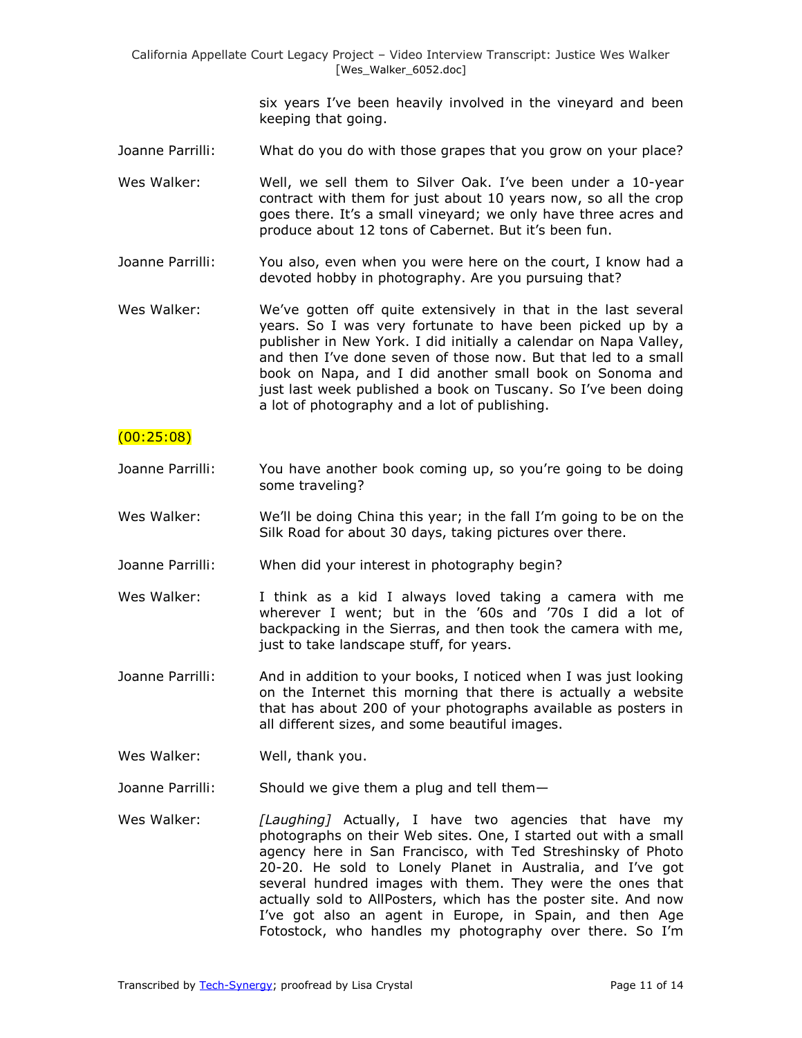six years I've been heavily involved in the vineyard and been keeping that going.

Joanne Parrilli: What do you do with those grapes that you grow on your place?

Wes Walker: Well, we sell them to Silver Oak. I've been under a 10-year contract with them for just about 10 years now, so all the crop goes there. It's a small vineyard; we only have three acres and produce about 12 tons of Cabernet. But it's been fun.

Joanne Parrilli: You also, even when you were here on the court, I know had a devoted hobby in photography. Are you pursuing that?

Wes Walker: We've gotten off quite extensively in that in the last several years. So I was very fortunate to have been picked up by a publisher in New York. I did initially a calendar on Napa Valley, and then I've done seven of those now. But that led to a small book on Napa, and I did another small book on Sonoma and just last week published a book on Tuscany. So I've been doing a lot of photography and a lot of publishing.

(00:25:08)

Joanne Parrilli: You have another book coming up, so you're going to be doing some traveling?

Wes Walker: We'll be doing China this year; in the fall I'm going to be on the Silk Road for about 30 days, taking pictures over there.

Joanne Parrilli: When did your interest in photography begin?

Wes Walker: I think as a kid I always loved taking a camera with me wherever I went; but in the '60s and '70s I did a lot of backpacking in the Sierras, and then took the camera with me, just to take landscape stuff, for years.

Joanne Parrilli: And in addition to your books, I noticed when I was just looking on the Internet this morning that there is actually a website that has about 200 of your photographs available as posters in all different sizes, and some beautiful images.

Wes Walker: Well, thank you.

Joanne Parrilli: Should we give them a plug and tell them—

Wes Walker: *[Laughing]* Actually, I have two agencies that have my photographs on their Web sites. One, I started out with a small agency here in San Francisco, with Ted Streshinsky of Photo 20-20. He sold to Lonely Planet in Australia, and I've got several hundred images with them. They were the ones that actually sold to AllPosters, which has the poster site. And now I've got also an agent in Europe, in Spain, and then Age Fotostock, who handles my photography over there. So I'm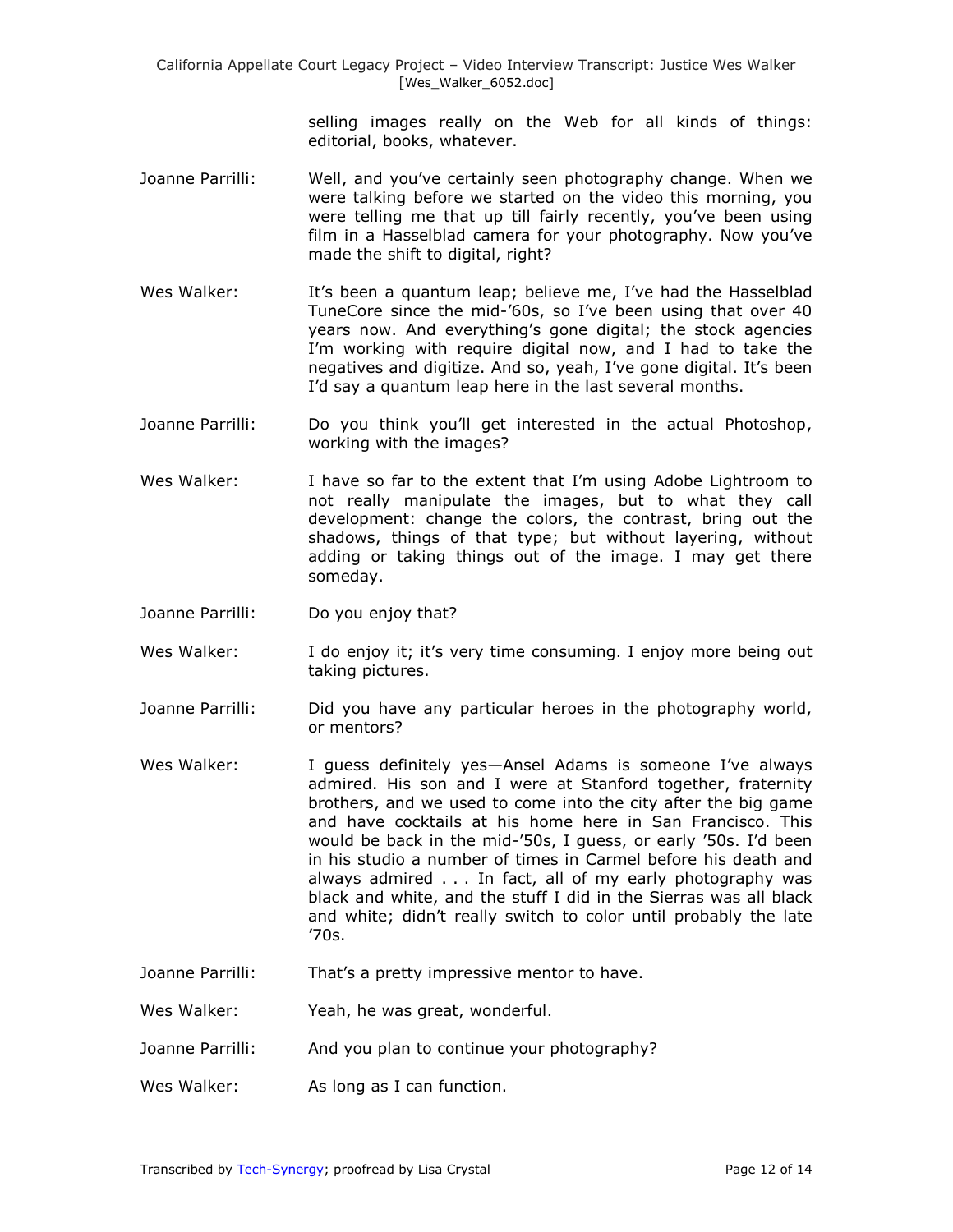selling images really on the Web for all kinds of things: editorial, books, whatever.

Joanne Parrilli: Well, and you've certainly seen photography change. When we were talking before we started on the video this morning, you were telling me that up till fairly recently, you've been using film in a Hasselblad camera for your photography. Now you've made the shift to digital, right?

Wes Walker: It's been a quantum leap; believe me, I've had the Hasselblad TuneCore since the mid-'60s, so I've been using that over 40 years now. And everything's gone digital; the stock agencies I'm working with require digital now, and I had to take the negatives and digitize. And so, yeah, I've gone digital. It's been I'd say a quantum leap here in the last several months.

Joanne Parrilli: Do you think you'll get interested in the actual Photoshop, working with the images?

Wes Walker: I have so far to the extent that I'm using Adobe Lightroom to not really manipulate the images, but to what they call development: change the colors, the contrast, bring out the shadows, things of that type; but without layering, without adding or taking things out of the image. I may get there someday.

Joanne Parrilli: Do you enjoy that?

Wes Walker: I do enjoy it; it's very time consuming. I enjoy more being out taking pictures.

Joanne Parrilli: Did you have any particular heroes in the photography world, or mentors?

Wes Walker: I guess definitely yes—Ansel Adams is someone I've always admired. His son and I were at Stanford together, fraternity brothers, and we used to come into the city after the big game and have cocktails at his home here in San Francisco. This would be back in the mid-'50s, I guess, or early '50s. I'd been in his studio a number of times in Carmel before his death and always admired . . . In fact, all of my early photography was black and white, and the stuff I did in the Sierras was all black and white; didn't really switch to color until probably the late '70s.

Joanne Parrilli: That's a pretty impressive mentor to have.

Wes Walker: Yeah, he was great, wonderful.

Joanne Parrilli: And you plan to continue your photography?

Wes Walker: As long as I can function.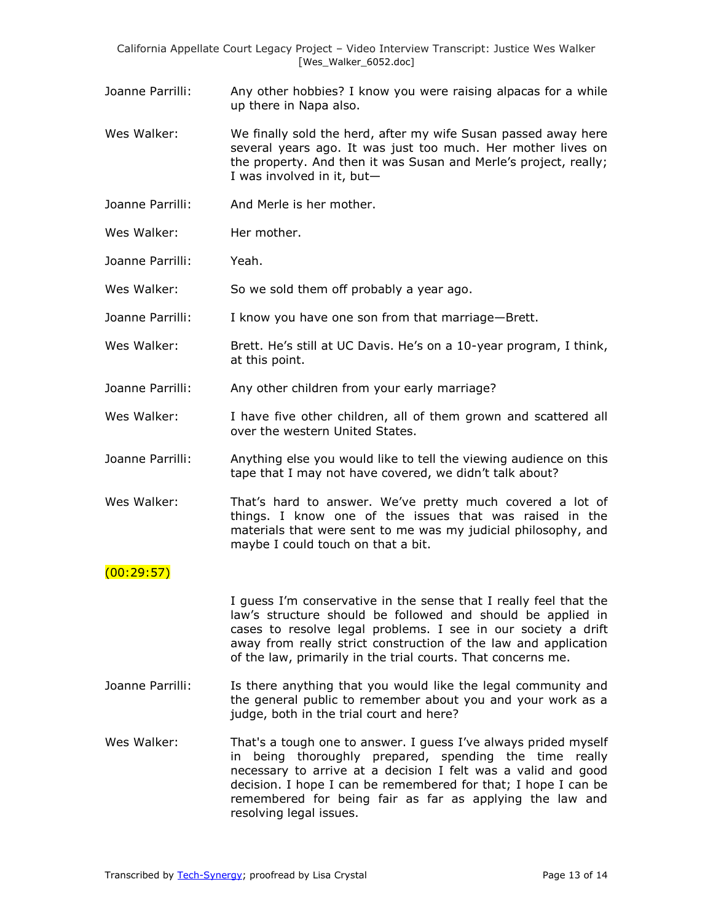Joanne Parrilli: Any other hobbies? I know you were raising alpacas for a while up there in Napa also.

Wes Walker: We finally sold the herd, after my wife Susan passed away here several years ago. It was just too much. Her mother lives on the property. And then it was Susan and Merle's project, really; I was involved in it, but—

Joanne Parrilli: And Merle is her mother.

Wes Walker: Her mother.

Joanne Parrilli: Yeah.

Wes Walker: So we sold them off probably a year ago.

Joanne Parrilli: I know you have one son from that marriage—Brett.

Wes Walker: Brett. He's still at UC Davis. He's on a 10-year program, I think, at this point.

Joanne Parrilli: Any other children from your early marriage?

Wes Walker: I have five other children, all of them grown and scattered all over the western United States.

Joanne Parrilli: Anything else you would like to tell the viewing audience on this tape that I may not have covered, we didn't talk about?

Wes Walker: That's hard to answer. We've pretty much covered a lot of things. I know one of the issues that was raised in the materials that were sent to me was my judicial philosophy, and maybe I could touch on that a bit.

(00:29:57)

I guess I'm conservative in the sense that I really feel that the law's structure should be followed and should be applied in cases to resolve legal problems. I see in our society a drift away from really strict construction of the law and application of the law, primarily in the trial courts. That concerns me.

Joanne Parrilli: Is there anything that you would like the legal community and the general public to remember about you and your work as a judge, both in the trial court and here?

Wes Walker: That's a tough one to answer. I guess I've always prided myself in being thoroughly prepared, spending the time really necessary to arrive at a decision I felt was a valid and good decision. I hope I can be remembered for that; I hope I can be remembered for being fair as far as applying the law and resolving legal issues.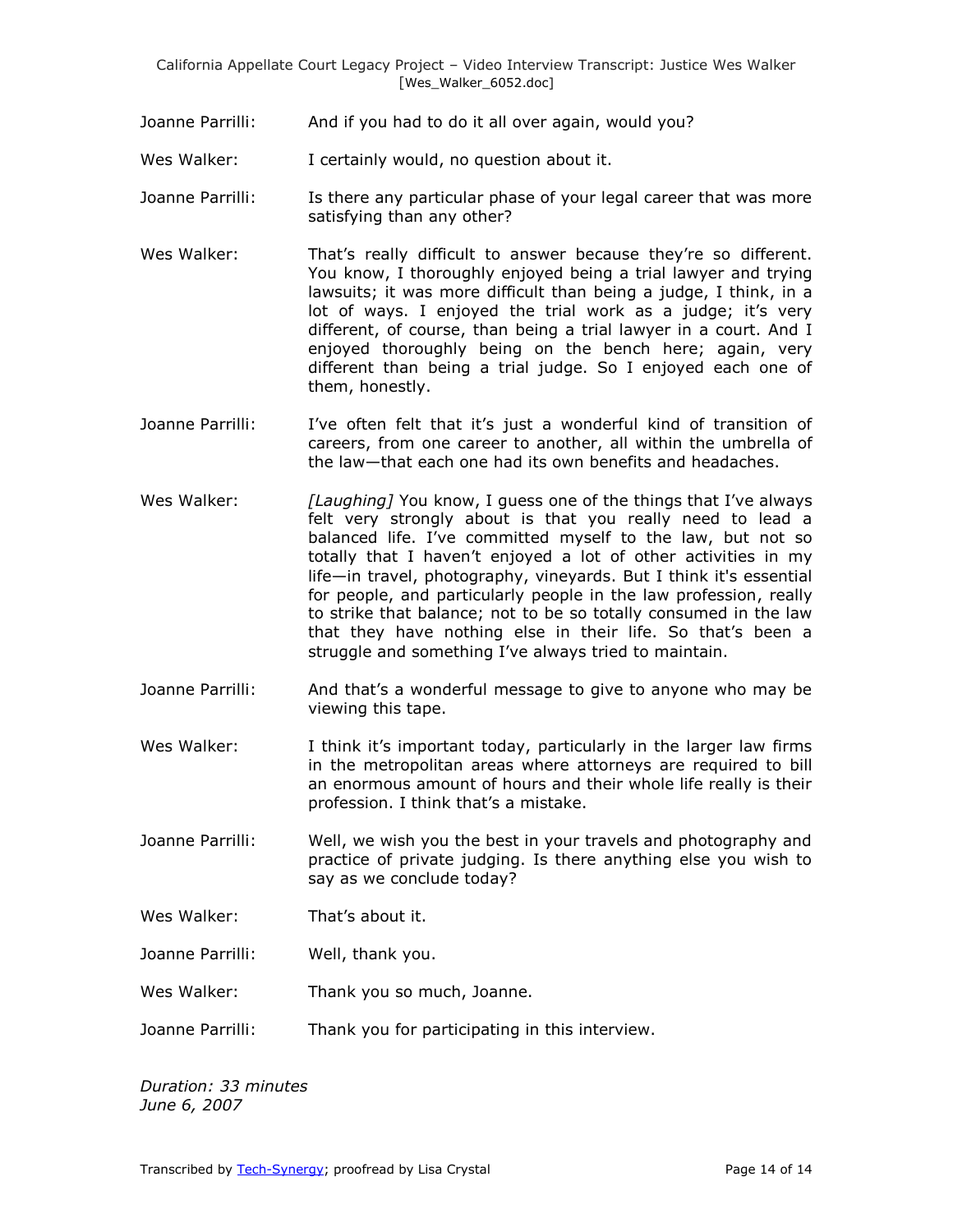Joanne Parrilli: And if you had to do it all over again, would you?

Wes Walker: I certainly would, no question about it.

Joanne Parrilli: Is there any particular phase of your legal career that was more satisfying than any other?

Wes Walker: That's really difficult to answer because they're so different. You know, I thoroughly enjoyed being a trial lawyer and trying lawsuits; it was more difficult than being a judge, I think, in a lot of ways. I enjoyed the trial work as a judge; it's very different, of course, than being a trial lawyer in a court. And I enjoyed thoroughly being on the bench here; again, very different than being a trial judge. So I enjoyed each one of them, honestly.

Joanne Parrilli: I've often felt that it's just a wonderful kind of transition of careers, from one career to another, all within the umbrella of the law—that each one had its own benefits and headaches.

Wes Walker: *[Laughing]* You know, I guess one of the things that I've always felt very strongly about is that you really need to lead a balanced life. I've committed myself to the law, but not so totally that I haven't enjoyed a lot of other activities in my life—in travel, photography, vineyards. But I think it's essential for people, and particularly people in the law profession, really to strike that balance; not to be so totally consumed in the law that they have nothing else in their life. So that's been a struggle and something I've always tried to maintain.

Joanne Parrilli: And that's a wonderful message to give to anyone who may be viewing this tape.

Wes Walker: I think it's important today, particularly in the larger law firms in the metropolitan areas where attorneys are required to bill an enormous amount of hours and their whole life really is their profession. I think that's a mistake.

Joanne Parrilli: Well, we wish you the best in your travels and photography and practice of private judging. Is there anything else you wish to say as we conclude today?

Wes Walker: That's about it.

Joanne Parrilli: Well, thank you.

Wes Walker: Thank you so much, Joanne.

Joanne Parrilli: Thank you for participating in this interview.

*Duration: 33 minutes*
*June 6, 2007*

Transcribed by Tech-Synergy; proofread by Lisa Crystal